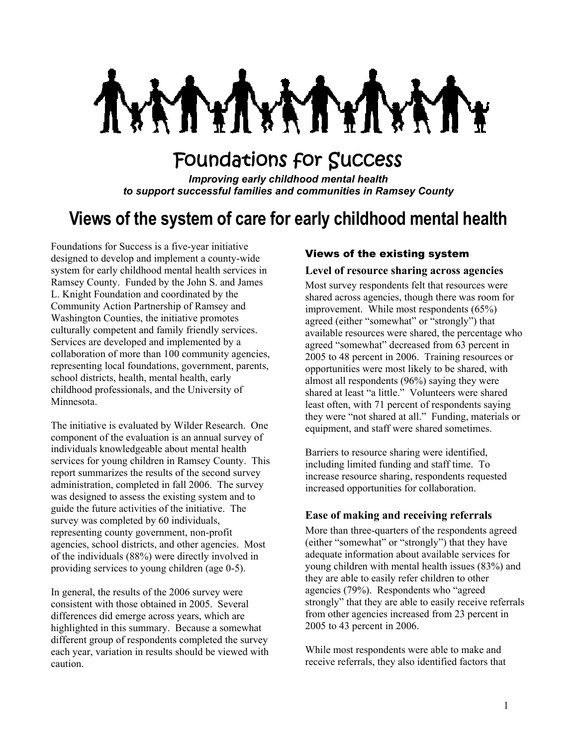# Foundations for Success

***Improving early childhood mental health to support successful families and communities in Ramsey County***

## Views of the system of care for early childhood mental health

Foundations for Success is a five-year initiative designed to develop and implement a county-wide system for early childhood mental health services in Ramsey County. Funded by the John S. and James L. Knight Foundation and coordinated by the Community Action Partnership of Ramsey and Washington Counties, the initiative promotes culturally competent and family friendly services. Services are developed and implemented by a collaboration of more than 100 community agencies, representing local foundations, government, parents, school districts, health, mental health, early childhood professionals, and the University of Minnesota.

The initiative is evaluated by Wilder Research. One component of the evaluation is an annual survey of individuals knowledgeable about mental health services for young children in Ramsey County. This report summarizes the results of the second survey administration, completed in fall 2006. The survey was designed to assess the existing system and to guide the future activities of the initiative. The survey was completed by 60 individuals, representing county government, non-profit agencies, school districts, and other agencies. Most of the individuals (88%) were directly involved in providing services to young children (age 0-5).

In general, the results of the 2006 survey were consistent with those obtained in 2005. Several differences did emerge across years, which are highlighted in this summary. Because a somewhat different group of respondents completed the survey each year, variation in results should be viewed with caution.

### Views of the existing system

#### Level of resource sharing across agencies

Most survey respondents felt that resources were shared across agencies, though there was room for improvement. While most respondents (65%) agreed (either "somewhat" or "strongly") that available resources were shared, the percentage who agreed "somewhat" decreased from 63 percent in 2005 to 48 percent in 2006. Training resources or opportunities were most likely to be shared, with almost all respondents (96%) saying they were shared at least "a little." Volunteers were shared least often, with 71 percent of respondents saying they were "not shared at all." Funding, materials or equipment, and staff were shared sometimes.

Barriers to resource sharing were identified, including limited funding and staff time. To increase resource sharing, respondents requested increased opportunities for collaboration.

#### Ease of making and receiving referrals

More than three-quarters of the respondents agreed (either "somewhat" or "strongly") that they have adequate information about available services for young children with mental health issues (83%) and they are able to easily refer children to other agencies (79%). Respondents who "agreed strongly" that they are able to easily receive referrals from other agencies increased from 23 percent in 2005 to 43 percent in 2006.

While most respondents were able to make and receive referrals, they also identified factors that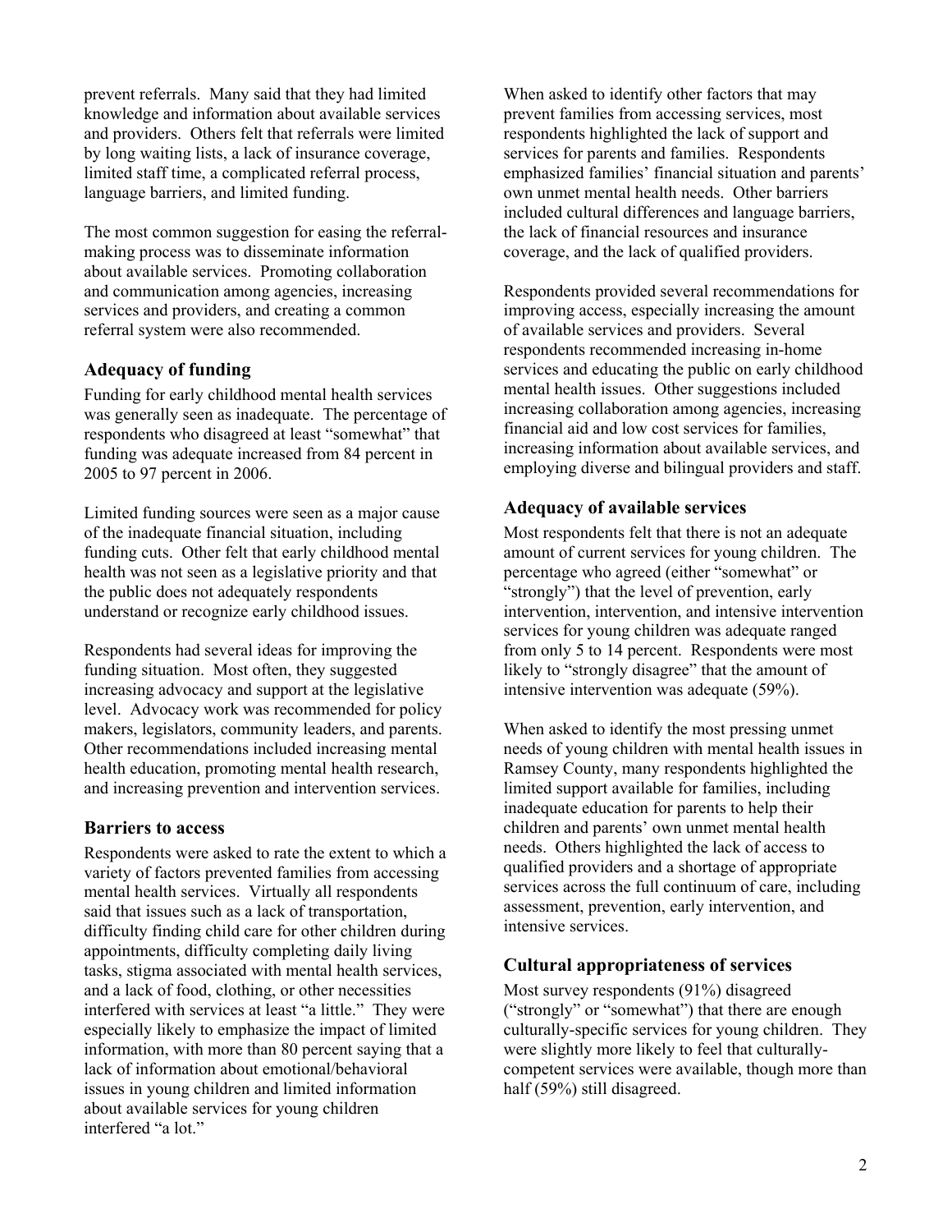prevent referrals. Many said that they had limited knowledge and information about available services and providers. Others felt that referrals were limited by long waiting lists, a lack of insurance coverage, limited staff time, a complicated referral process, language barriers, and limited funding.

The most common suggestion for easing the referral-making process was to disseminate information about available services. Promoting collaboration and communication among agencies, increasing services and providers, and creating a common referral system were also recommended.

### Adequacy of funding

Funding for early childhood mental health services was generally seen as inadequate. The percentage of respondents who disagreed at least "somewhat" that funding was adequate increased from 84 percent in 2005 to 97 percent in 2006.

Limited funding sources were seen as a major cause of the inadequate financial situation, including funding cuts. Other felt that early childhood mental health was not seen as a legislative priority and that the public does not adequately respondents understand or recognize early childhood issues.

Respondents had several ideas for improving the funding situation. Most often, they suggested increasing advocacy and support at the legislative level. Advocacy work was recommended for policy makers, legislators, community leaders, and parents. Other recommendations included increasing mental health education, promoting mental health research, and increasing prevention and intervention services.

### Barriers to access

Respondents were asked to rate the extent to which a variety of factors prevented families from accessing mental health services. Virtually all respondents said that issues such as a lack of transportation, difficulty finding child care for other children during appointments, difficulty completing daily living tasks, stigma associated with mental health services, and a lack of food, clothing, or other necessities interfered with services at least "a little." They were especially likely to emphasize the impact of limited information, with more than 80 percent saying that a lack of information about emotional/behavioral issues in young children and limited information about available services for young children interfered "a lot."

When asked to identify other factors that may prevent families from accessing services, most respondents highlighted the lack of support and services for parents and families. Respondents emphasized families' financial situation and parents' own unmet mental health needs. Other barriers included cultural differences and language barriers, the lack of financial resources and insurance coverage, and the lack of qualified providers.

Respondents provided several recommendations for improving access, especially increasing the amount of available services and providers. Several respondents recommended increasing in-home services and educating the public on early childhood mental health issues. Other suggestions included increasing collaboration among agencies, increasing financial aid and low cost services for families, increasing information about available services, and employing diverse and bilingual providers and staff.

### Adequacy of available services

Most respondents felt that there is not an adequate amount of current services for young children. The percentage who agreed (either "somewhat" or "strongly") that the level of prevention, early intervention, intervention, and intensive intervention services for young children was adequate ranged from only 5 to 14 percent. Respondents were most likely to "strongly disagree" that the amount of intensive intervention was adequate (59%).

When asked to identify the most pressing unmet needs of young children with mental health issues in Ramsey County, many respondents highlighted the limited support available for families, including inadequate education for parents to help their children and parents' own unmet mental health needs. Others highlighted the lack of access to qualified providers and a shortage of appropriate services across the full continuum of care, including assessment, prevention, early intervention, and intensive services.

### Cultural appropriateness of services

Most survey respondents (91%) disagreed ("strongly" or "somewhat") that there are enough culturally-specific services for young children. They were slightly more likely to feel that culturally-competent services were available, though more than half (59%) still disagreed.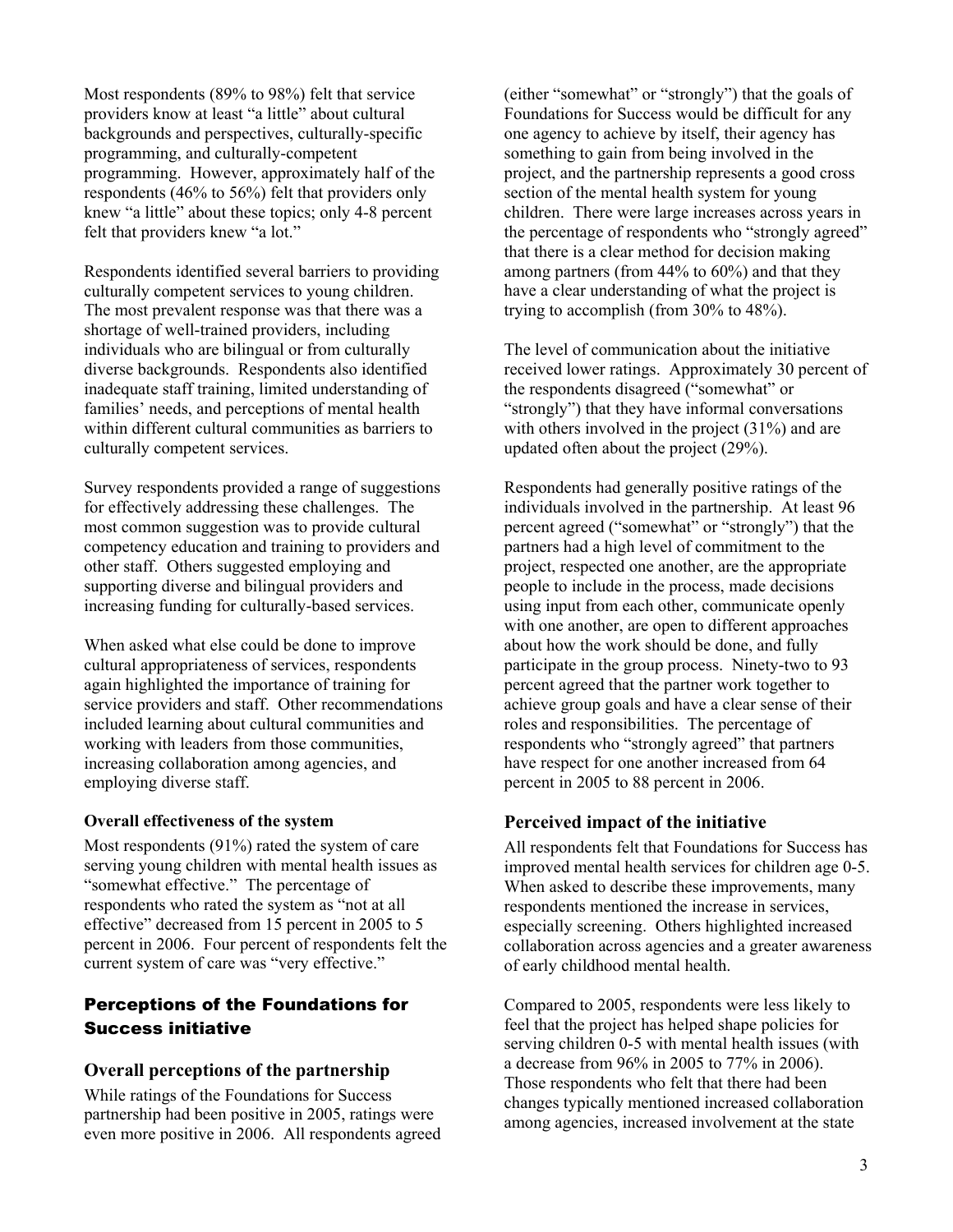Most respondents (89% to 98%) felt that service providers know at least "a little" about cultural backgrounds and perspectives, culturally-specific programming, and culturally-competent programming. However, approximately half of the respondents (46% to 56%) felt that providers only knew "a little" about these topics; only 4-8 percent felt that providers knew "a lot."

Respondents identified several barriers to providing culturally competent services to young children. The most prevalent response was that there was a shortage of well-trained providers, including individuals who are bilingual or from culturally diverse backgrounds. Respondents also identified inadequate staff training, limited understanding of families' needs, and perceptions of mental health within different cultural communities as barriers to culturally competent services.

Survey respondents provided a range of suggestions for effectively addressing these challenges. The most common suggestion was to provide cultural competency education and training to providers and other staff. Others suggested employing and supporting diverse and bilingual providers and increasing funding for culturally-based services.

When asked what else could be done to improve cultural appropriateness of services, respondents again highlighted the importance of training for service providers and staff. Other recommendations included learning about cultural communities and working with leaders from those communities, increasing collaboration among agencies, and employing diverse staff.

#### Overall effectiveness of the system

Most respondents (91%) rated the system of care serving young children with mental health issues as "somewhat effective." The percentage of respondents who rated the system as "not at all effective" decreased from 15 percent in 2005 to 5 percent in 2006. Four percent of respondents felt the current system of care was "very effective."

## Perceptions of the Foundations for Success initiative

### Overall perceptions of the partnership

While ratings of the Foundations for Success partnership had been positive in 2005, ratings were even more positive in 2006. All respondents agreed (either "somewhat" or "strongly") that the goals of Foundations for Success would be difficult for any one agency to achieve by itself, their agency has something to gain from being involved in the project, and the partnership represents a good cross section of the mental health system for young children. There were large increases across years in the percentage of respondents who "strongly agreed" that there is a clear method for decision making among partners (from 44% to 60%) and that they have a clear understanding of what the project is trying to accomplish (from 30% to 48%).

The level of communication about the initiative received lower ratings. Approximately 30 percent of the respondents disagreed ("somewhat" or "strongly") that they have informal conversations with others involved in the project (31%) and are updated often about the project (29%).

Respondents had generally positive ratings of the individuals involved in the partnership. At least 96 percent agreed ("somewhat" or "strongly") that the partners had a high level of commitment to the project, respected one another, are the appropriate people to include in the process, made decisions using input from each other, communicate openly with one another, are open to different approaches about how the work should be done, and fully participate in the group process. Ninety-two to 93 percent agreed that the partner work together to achieve group goals and have a clear sense of their roles and responsibilities. The percentage of respondents who "strongly agreed" that partners have respect for one another increased from 64 percent in 2005 to 88 percent in 2006.

### Perceived impact of the initiative

All respondents felt that Foundations for Success has improved mental health services for children age 0-5. When asked to describe these improvements, many respondents mentioned the increase in services, especially screening. Others highlighted increased collaboration across agencies and a greater awareness of early childhood mental health.

Compared to 2005, respondents were less likely to feel that the project has helped shape policies for serving children 0-5 with mental health issues (with a decrease from 96% in 2005 to 77% in 2006). Those respondents who felt that there had been changes typically mentioned increased collaboration among agencies, increased involvement at the state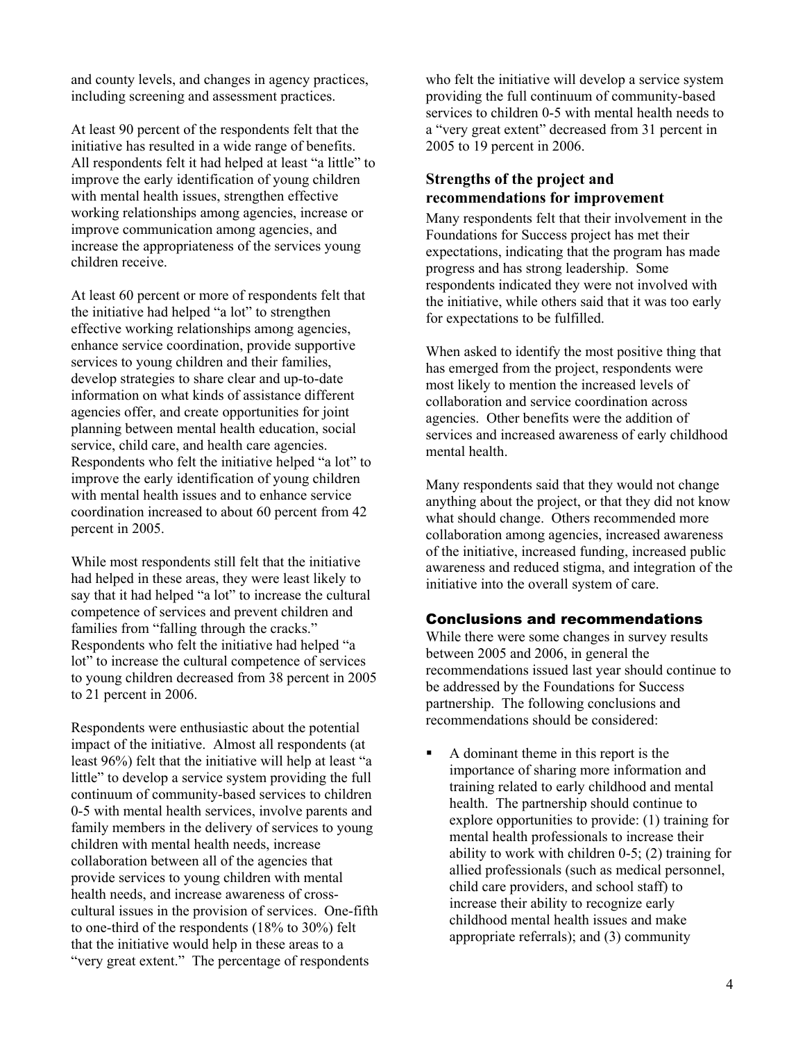and county levels, and changes in agency practices, including screening and assessment practices.

At least 90 percent of the respondents felt that the initiative has resulted in a wide range of benefits. All respondents felt it had helped at least "a little" to improve the early identification of young children with mental health issues, strengthen effective working relationships among agencies, increase or improve communication among agencies, and increase the appropriateness of the services young children receive.

At least 60 percent or more of respondents felt that the initiative had helped "a lot" to strengthen effective working relationships among agencies, enhance service coordination, provide supportive services to young children and their families, develop strategies to share clear and up-to-date information on what kinds of assistance different agencies offer, and create opportunities for joint planning between mental health education, social service, child care, and health care agencies. Respondents who felt the initiative helped "a lot" to improve the early identification of young children with mental health issues and to enhance service coordination increased to about 60 percent from 42 percent in 2005.

While most respondents still felt that the initiative had helped in these areas, they were least likely to say that it had helped "a lot" to increase the cultural competence of services and prevent children and families from "falling through the cracks." Respondents who felt the initiative had helped "a lot" to increase the cultural competence of services to young children decreased from 38 percent in 2005 to 21 percent in 2006.

Respondents were enthusiastic about the potential impact of the initiative. Almost all respondents (at least 96%) felt that the initiative will help at least "a little" to develop a service system providing the full continuum of community-based services to children 0-5 with mental health services, involve parents and family members in the delivery of services to young children with mental health needs, increase collaboration between all of the agencies that provide services to young children with mental health needs, and increase awareness of cross-cultural issues in the provision of services. One-fifth to one-third of the respondents (18% to 30%) felt that the initiative would help in these areas to a "very great extent." The percentage of respondents who felt the initiative will develop a service system providing the full continuum of community-based services to children 0-5 with mental health needs to a "very great extent" decreased from 31 percent in 2005 to 19 percent in 2006.

### Strengths of the project and recommendations for improvement

Many respondents felt that their involvement in the Foundations for Success project has met their expectations, indicating that the program has made progress and has strong leadership. Some respondents indicated they were not involved with the initiative, while others said that it was too early for expectations to be fulfilled.

When asked to identify the most positive thing that has emerged from the project, respondents were most likely to mention the increased levels of collaboration and service coordination across agencies. Other benefits were the addition of services and increased awareness of early childhood mental health.

Many respondents said that they would not change anything about the project, or that they did not know what should change. Others recommended more collaboration among agencies, increased awareness of the initiative, increased funding, increased public awareness and reduced stigma, and integration of the initiative into the overall system of care.

## Conclusions and recommendations

While there were some changes in survey results between 2005 and 2006, in general the recommendations issued last year should continue to be addressed by the Foundations for Success partnership. The following conclusions and recommendations should be considered:

- A dominant theme in this report is the importance of sharing more information and training related to early childhood and mental health. The partnership should continue to explore opportunities to provide: (1) training for mental health professionals to increase their ability to work with children 0-5; (2) training for allied professionals (such as medical personnel, child care providers, and school staff) to increase their ability to recognize early childhood mental health issues and make appropriate referrals); and (3) community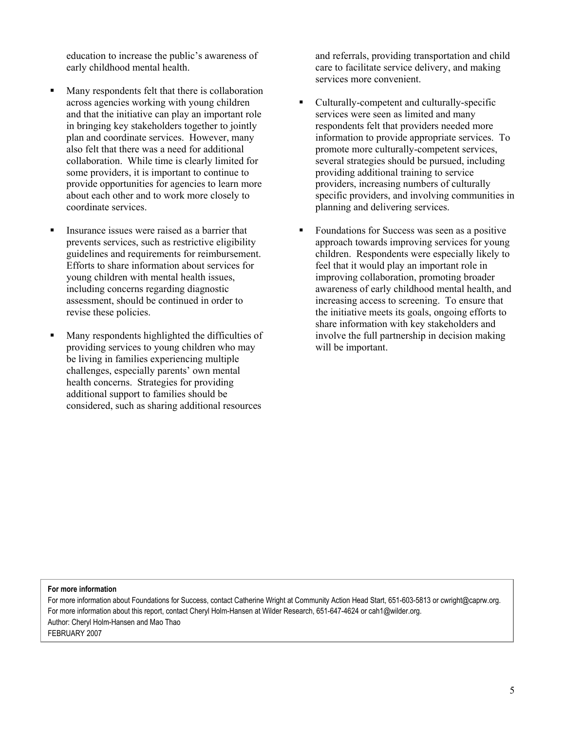education to increase the public's awareness of early childhood mental health.

- Many respondents felt that there is collaboration across agencies working with young children and that the initiative can play an important role in bringing key stakeholders together to jointly plan and coordinate services. However, many also felt that there was a need for additional collaboration. While time is clearly limited for some providers, it is important to continue to provide opportunities for agencies to learn more about each other and to work more closely to coordinate services.

- Insurance issues were raised as a barrier that prevents services, such as restrictive eligibility guidelines and requirements for reimbursement. Efforts to share information about services for young children with mental health issues, including concerns regarding diagnostic assessment, should be continued in order to revise these policies.

- Many respondents highlighted the difficulties of providing services to young children who may be living in families experiencing multiple challenges, especially parents' own mental health concerns. Strategies for providing additional support to families should be considered, such as sharing additional resources and referrals, providing transportation and child care to facilitate service delivery, and making services more convenient.

- Culturally-competent and culturally-specific services were seen as limited and many respondents felt that providers needed more information to provide appropriate services. To promote more culturally-competent services, several strategies should be pursued, including providing additional training to service providers, increasing numbers of culturally specific providers, and involving communities in planning and delivering services.

- Foundations for Success was seen as a positive approach towards improving services for young children. Respondents were especially likely to feel that it would play an important role in improving collaboration, promoting broader awareness of early childhood mental health, and increasing access to screening. To ensure that the initiative meets its goals, ongoing efforts to share information with key stakeholders and involve the full partnership in decision making will be important.

**For more information**

For more information about Foundations for Success, contact Catherine Wright at Community Action Head Start, 651-603-5813 or cwright@caprw.org.
For more information about this report, contact Cheryl Holm-Hansen at Wilder Research, 651-647-4624 or cah1@wilder.org.
Author: Cheryl Holm-Hansen and Mao Thao
FEBRUARY 2007